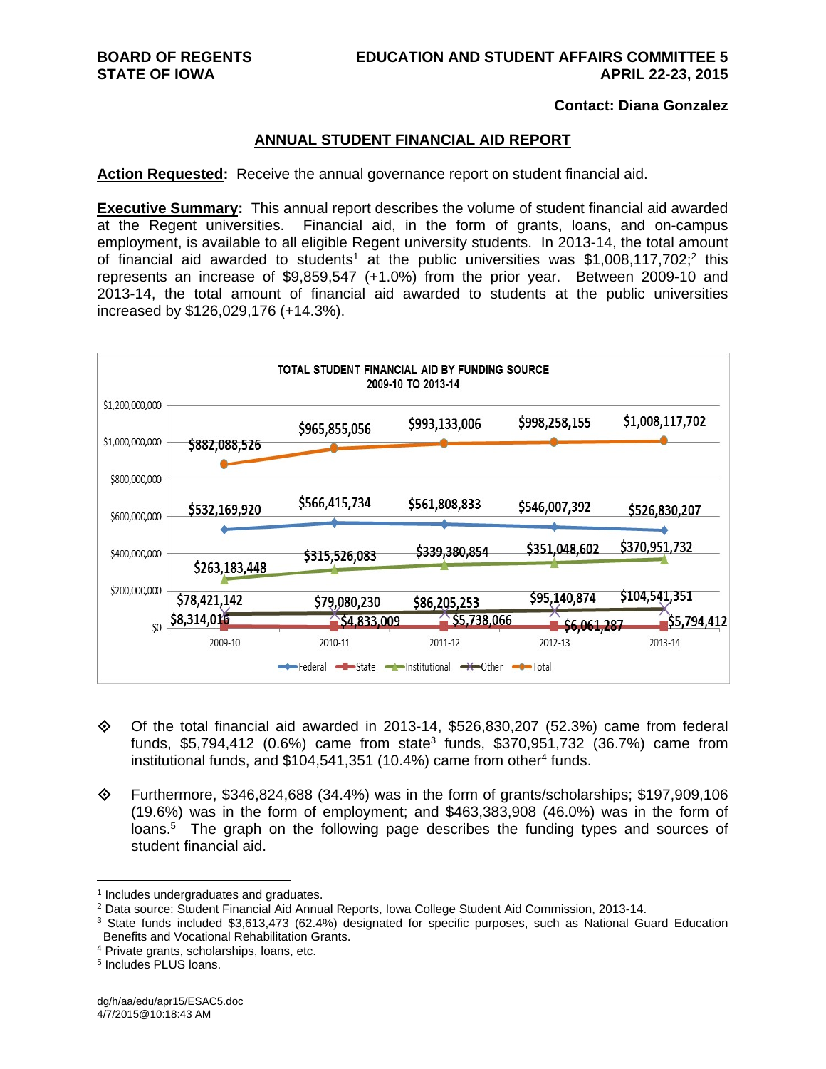**Contact: Diana Gonzalez**

## ANNUAL STUDENT FINANCIAL AID REPORT

**Action Requested:** Receive the annual governance report on student financial aid.

**Executive Summary:** This annual report describes the volume of student financial aid awarded at the Regent universities. Financial aid, in the form of grants, loans, and on-campus employment, is available to all eligible Regent university students. In 2013-14, the total amount of financial aid awarded to students[1] at the public universities was $1,008,117,702;[2] this represents an increase of $9,859,547 (+1.0%) from the prior year. Between 2009-10 and 2013-14, the total amount of financial aid awarded to students at the public universities increased by $126,029,176 (+14.3%).

**TOTAL STUDENT FINANCIAL AID BY FUNDING SOURCE**
**2009-10 TO 2013-14**

| | 2009-10 | 2010-11 | 2011-12 | 2012-13 | 2013-14 |
|---|---|---|---|---|---|
| Federal | $532,169,920 | $566,415,734 | $561,808,833 | $546,007,392 | $526,830,207 |
| State | $8,314,016 | $4,833,009 | $5,738,066 | $6,061,287 | $5,794,412 |
| Institutional | $263,183,448 | $315,526,083 | $339,380,854 | $351,048,602 | $370,951,732 |
| Other | $78,421,142 | $79,080,230 | $86,205,253 | $95,140,874 | $104,541,351 |
| Total | $882,088,526 | $965,855,056 | $993,133,006 | $998,258,155 | $1,008,117,702 |

- Of the total financial aid awarded in 2013-14, $526,830,207 (52.3%) came from federal funds, $5,794,412 (0.6%) came from state[3] funds, $370,951,732 (36.7%) came from institutional funds, and $104,541,351 (10.4%) came from other[4] funds.

- Furthermore, $346,824,688 (34.4%) was in the form of grants/scholarships; $197,909,106 (19.6%) was in the form of employment; and $463,383,908 (46.0%) was in the form of loans.[5] The graph on the following page describes the funding types and sources of student financial aid.

---

[1] Includes undergraduates and graduates.

[2] Data source: Student Financial Aid Annual Reports, Iowa College Student Aid Commission, 2013-14.

[3] State funds included $3,613,473 (62.4%) designated for specific purposes, such as National Guard Education Benefits and Vocational Rehabilitation Grants.

[4] Private grants, scholarships, loans, etc.

[5] Includes PLUS loans.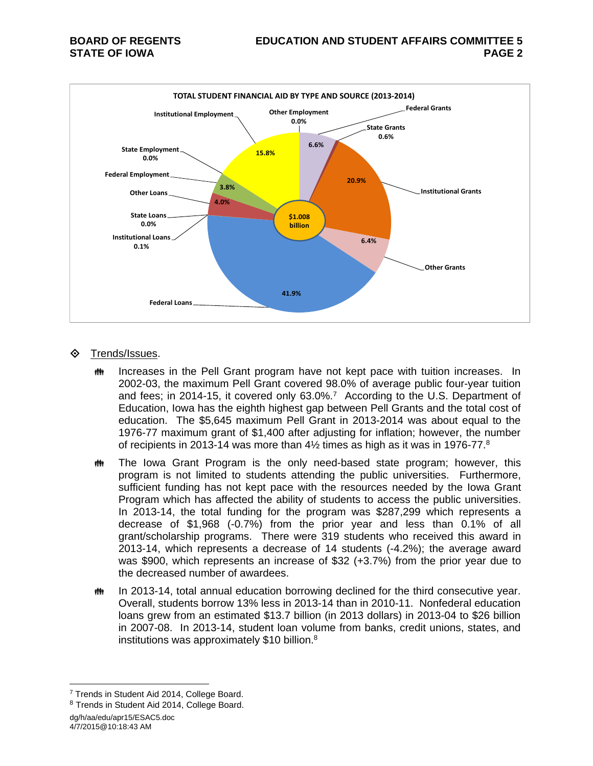**TOTAL STUDENT FINANCIAL AID BY TYPE AND SOURCE (2013-2014)**

| Type and Source | Percent |
|---|---|
| Federal Grants | 6.6% |
| State Grants | 0.6% |
| Institutional Grants | 20.9% |
| Other Grants | 6.4% |
| Federal Loans | 41.9% |
| Institutional Loans | 0.1% |
| State Loans | 0.0% |
| Other Loans | 4.0% |
| Federal Employment | 3.8% |
| State Employment | 0.0% |
| Institutional Employment | 15.8% |
| Other Employment | 0.0% |
| **Total** | **$1.008 billion** |

◇ Trends/Issues.

- Increases in the Pell Grant program have not kept pace with tuition increases. In 2002-03, the maximum Pell Grant covered 98.0% of average public four-year tuition and fees; in 2014-15, it covered only 63.0%.[7] According to the U.S. Department of Education, Iowa has the eighth highest gap between Pell Grants and the total cost of education. The $5,645 maximum Pell Grant in 2013-2014 was about equal to the 1976-77 maximum grant of $1,400 after adjusting for inflation; however, the number of recipients in 2013-14 was more than 4½ times as high as it was in 1976-77.[8]

- The Iowa Grant Program is the only need-based state program; however, this program is not limited to students attending the public universities. Furthermore, sufficient funding has not kept pace with the resources needed by the Iowa Grant Program which has affected the ability of students to access the public universities. In 2013-14, the total funding for the program was $287,299 which represents a decrease of $1,968 (-0.7%) from the prior year and less than 0.1% of all grant/scholarship programs. There were 319 students who received this award in 2013-14, which represents a decrease of 14 students (-4.2%); the average award was $900, which represents an increase of $32 (+3.7%) from the prior year due to the decreased number of awardees.

- In 2013-14, total annual education borrowing declined for the third consecutive year. Overall, students borrow 13% less in 2013-14 than in 2010-11. Nonfederal education loans grew from an estimated $13.7 billion (in 2013 dollars) in 2013-04 to $26 billion in 2007-08. In 2013-14, student loan volume from banks, credit unions, states, and institutions was approximately $10 billion.[8]

---

[7] Trends in Student Aid 2014, College Board.

[8] Trends in Student Aid 2014, College Board.

dg/h/aa/edu/apr15/ESAC5.doc
4/7/2015@10:18:43 AM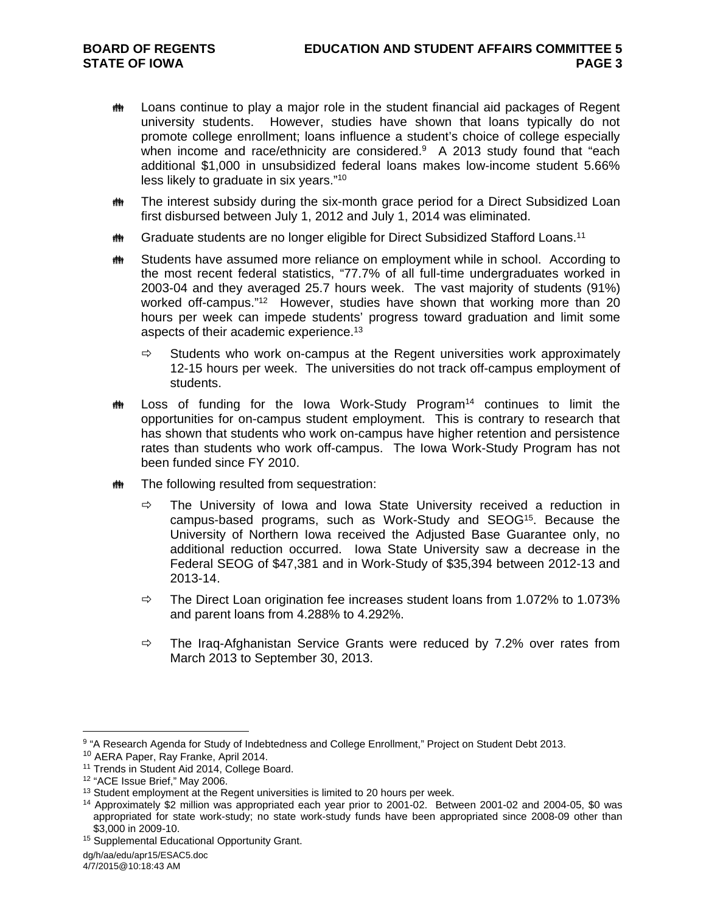- Loans continue to play a major role in the student financial aid packages of Regent university students. However, studies have shown that loans typically do not promote college enrollment; loans influence a student's choice of college especially when income and race/ethnicity are considered.[9] A 2013 study found that "each additional $1,000 in unsubsidized federal loans makes low-income student 5.66% less likely to graduate in six years."[10]

- The interest subsidy during the six-month grace period for a Direct Subsidized Loan first disbursed between July 1, 2012 and July 1, 2014 was eliminated.

- Graduate students are no longer eligible for Direct Subsidized Stafford Loans.[11]

- Students have assumed more reliance on employment while in school. According to the most recent federal statistics, "77.7% of all full-time undergraduates worked in 2003-04 and they averaged 25.7 hours week. The vast majority of students (91%) worked off-campus."[12] However, studies have shown that working more than 20 hours per week can impede students' progress toward graduation and limit some aspects of their academic experience.[13]

  - Students who work on-campus at the Regent universities work approximately 12-15 hours per week. The universities do not track off-campus employment of students.

- Loss of funding for the Iowa Work-Study Program[14] continues to limit the opportunities for on-campus student employment. This is contrary to research that has shown that students who work on-campus have higher retention and persistence rates than students who work off-campus. The Iowa Work-Study Program has not been funded since FY 2010.

- The following resulted from sequestration:

  - The University of Iowa and Iowa State University received a reduction in campus-based programs, such as Work-Study and SEOG[15]. Because the University of Northern Iowa received the Adjusted Base Guarantee only, no additional reduction occurred. Iowa State University saw a decrease in the Federal SEOG of $47,381 and in Work-Study of $35,394 between 2012-13 and 2013-14.

  - The Direct Loan origination fee increases student loans from 1.072% to 1.073% and parent loans from 4.288% to 4.292%.

  - The Iraq-Afghanistan Service Grants were reduced by 7.2% over rates from March 2013 to September 30, 2013.

---

[9] "A Research Agenda for Study of Indebtedness and College Enrollment," Project on Student Debt 2013.

[10] AERA Paper, Ray Franke, April 2014.

[11] Trends in Student Aid 2014, College Board.

[12] "ACE Issue Brief," May 2006.

[13] Student employment at the Regent universities is limited to 20 hours per week.

[14] Approximately $2 million was appropriated each year prior to 2001-02. Between 2001-02 and 2004-05, $0 was appropriated for state work-study; no state work-study funds have been appropriated since 2008-09 other than $3,000 in 2009-10.

[15] Supplemental Educational Opportunity Grant.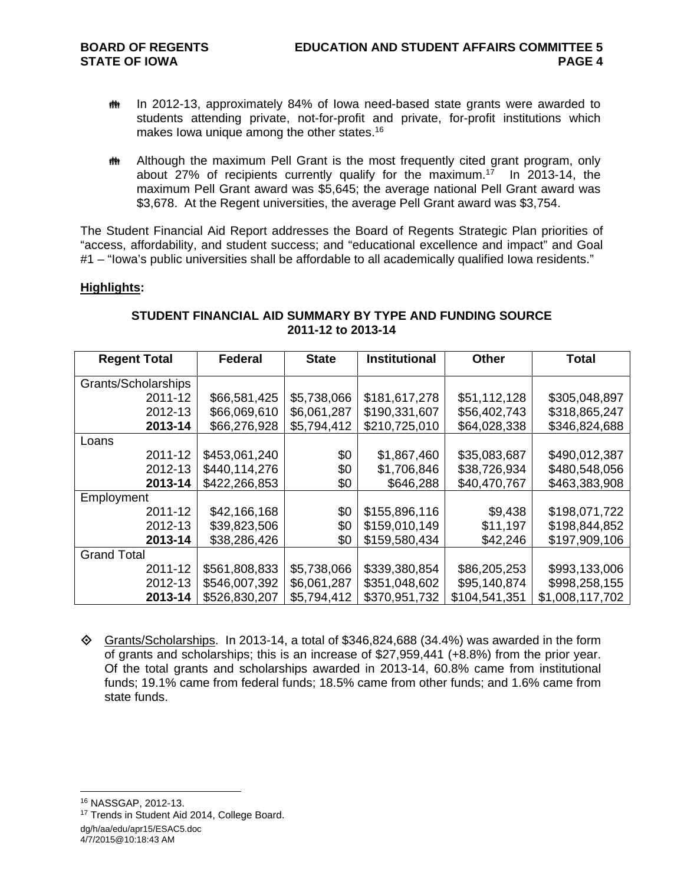- In 2012-13, approximately 84% of Iowa need-based state grants were awarded to students attending private, not-for-profit and private, for-profit institutions which makes Iowa unique among the other states.[16]

- Although the maximum Pell Grant is the most frequently cited grant program, only about 27% of recipients currently qualify for the maximum.[17] In 2013-14, the maximum Pell Grant award was $5,645; the average national Pell Grant award was $3,678. At the Regent universities, the average Pell Grant award was $3,754.

The Student Financial Aid Report addresses the Board of Regents Strategic Plan priorities of "access, affordability, and student success; and "educational excellence and impact" and Goal #1 – "Iowa's public universities shall be affordable to all academically qualified Iowa residents."

**Highlights:**

**STUDENT FINANCIAL AID SUMMARY BY TYPE AND FUNDING SOURCE 2011-12 to 2013-14**

| Regent Total | Federal | State | Institutional | Other | Total |
|---|---|---|---|---|---|
| Grants/Scholarships | | | | | |
| 2011-12 | $66,581,425 | $5,738,066 | $181,617,278 | $51,112,128 | $305,048,897 |
| 2012-13 | $66,069,610 | $6,061,287 | $190,331,607 | $56,402,743 | $318,865,247 |
| **2013-14** | $66,276,928 | $5,794,412 | $210,725,010 | $64,028,338 | $346,824,688 |
| Loans | | | | | |
| 2011-12 | $453,061,240 | $0 | $1,867,460 | $35,083,687 | $490,012,387 |
| 2012-13 | $440,114,276 | $0 | $1,706,846 | $38,726,934 | $480,548,056 |
| **2013-14** | $422,266,853 | $0 | $646,288 | $40,470,767 | $463,383,908 |
| Employment | | | | | |
| 2011-12 | $42,166,168 | $0 | $155,896,116 | $9,438 | $198,071,722 |
| 2012-13 | $39,823,506 | $0 | $159,010,149 | $11,197 | $198,844,852 |
| **2013-14** | $38,286,426 | $0 | $159,580,434 | $42,246 | $197,909,106 |
| Grand Total | | | | | |
| 2011-12 | $561,808,833 | $5,738,066 | $339,380,854 | $86,205,253 | $993,133,006 |
| 2012-13 | $546,007,392 | $6,061,287 | $351,048,602 | $95,140,874 | $998,258,155 |
| **2013-14** | $526,830,207 | $5,794,412 | $370,951,732 | $104,541,351 | $1,008,117,702 |

- Grants/Scholarships. In 2013-14, a total of $346,824,688 (34.4%) was awarded in the form of grants and scholarships; this is an increase of $27,959,441 (+8.8%) from the prior year. Of the total grants and scholarships awarded in 2013-14, 60.8% came from institutional funds; 19.1% came from federal funds; 18.5% came from other funds; and 1.6% came from state funds.

---

[16] NASSGAP, 2012-13.

[17] Trends in Student Aid 2014, College Board.

dg/h/aa/edu/apr15/ESAC5.doc
4/7/2015@10:18:43 AM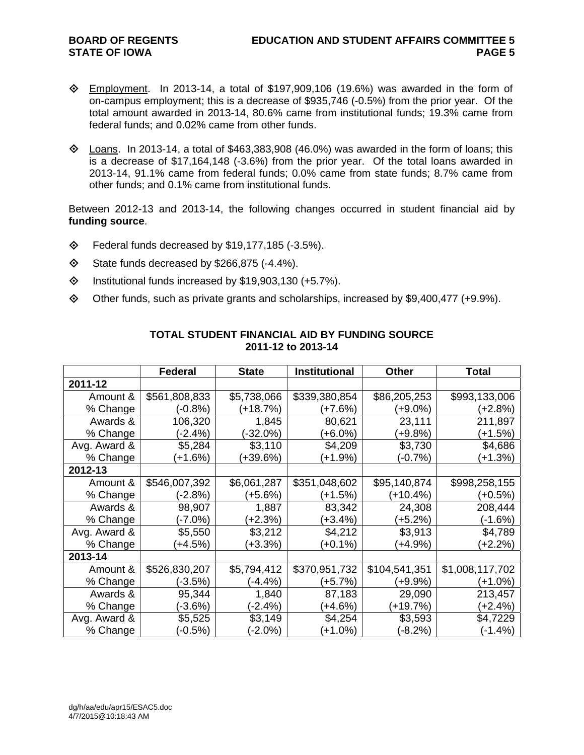- Employment. In 2013-14, a total of $197,909,106 (19.6%) was awarded in the form of on-campus employment; this is a decrease of $935,746 (-0.5%) from the prior year. Of the total amount awarded in 2013-14, 80.6% came from institutional funds; 19.3% came from federal funds; and 0.02% came from other funds.

- Loans. In 2013-14, a total of $463,383,908 (46.0%) was awarded in the form of loans; this is a decrease of $17,164,148 (-3.6%) from the prior year. Of the total loans awarded in 2013-14, 91.1% came from federal funds; 0.0% came from state funds; 8.7% came from other funds; and 0.1% came from institutional funds.

Between 2012-13 and 2013-14, the following changes occurred in student financial aid by **funding source**.

- Federal funds decreased by $19,177,185 (-3.5%).
- State funds decreased by $266,875 (-4.4%).
- Institutional funds increased by $19,903,130 (+5.7%).
- Other funds, such as private grants and scholarships, increased by $9,400,477 (+9.9%).

**TOTAL STUDENT FINANCIAL AID BY FUNDING SOURCE**
**2011-12 to 2013-14**

| | Federal | State | Institutional | Other | Total |
|---|---|---|---|---|---|
| **2011-12** | | | | | |
| Amount & % Change | $561,808,833 (-0.8%) | $5,738,066 (+18.7%) | $339,380,854 (+7.6%) | $86,205,253 (+9.0%) | $993,133,006 (+2.8%) |
| Awards & % Change | 106,320 (-2.4%) | 1,845 (-32.0%) | 80,621 (+6.0%) | 23,111 (+9.8%) | 211,897 (+1.5%) |
| Avg. Award & % Change | $5,284 (+1.6%) | $3,110 (+39.6%) | $4,209 (+1.9%) | $3,730 (-0.7%) | $4,686 (+1.3%) |
| **2012-13** | | | | | |
| Amount & % Change | $546,007,392 (-2.8%) | $6,061,287 (+5.6%) | $351,048,602 (+1.5%) | $95,140,874 (+10.4%) | $998,258,155 (+0.5%) |
| Awards & % Change | 98,907 (-7.0%) | 1,887 (+2.3%) | 83,342 (+3.4%) | 24,308 (+5.2%) | 208,444 (-1.6%) |
| Avg. Award & % Change | $5,550 (+4.5%) | $3,212 (+3.3%) | $4,212 (+0.1%) | $3,913 (+4.9%) | $4,789 (+2.2%) |
| **2013-14** | | | | | |
| Amount & % Change | $526,830,207 (-3.5%) | $5,794,412 (-4.4%) | $370,951,732 (+5.7%) | $104,541,351 (+9.9%) | $1,008,117,702 (+1.0%) |
| Awards & % Change | 95,344 (-3.6%) | 1,840 (-2.4%) | 87,183 (+4.6%) | 29,090 (+19.7%) | 213,457 (+2.4%) |
| Avg. Award & % Change | $5,525 (-0.5%) | $3,149 (-2.0%) | $4,254 (+1.0%) | $3,593 (-8.2%) | $4,7229 (-1.4%) |

dg/h/aa/edu/apr15/ESAC5.doc
4/7/2015@10:18:43 AM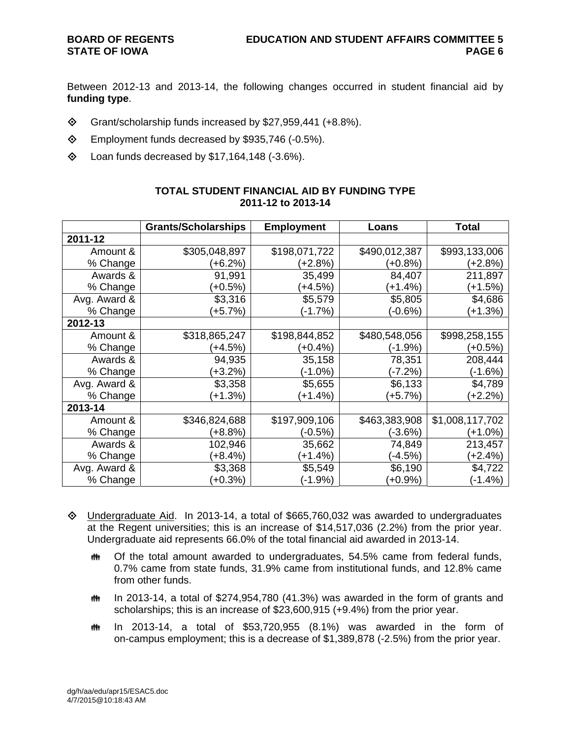Between 2012-13 and 2013-14, the following changes occurred in student financial aid by **funding type**.

- Grant/scholarship funds increased by $27,959,441 (+8.8%).
- Employment funds decreased by $935,746 (-0.5%).
- Loan funds decreased by $17,164,148 (-3.6%).

**TOTAL STUDENT FINANCIAL AID BY FUNDING TYPE**
**2011-12 to 2013-14**

| | Grants/Scholarships | Employment | Loans | Total |
|---|---|---|---|---|
| **2011-12** | | | | |
| Amount & % Change | $305,048,897 (+6.2%) | $198,071,722 (+2.8%) | $490,012,387 (+0.8%) | $993,133,006 (+2.8%) |
| Awards & % Change | 91,991 (+0.5%) | 35,499 (+4.5%) | 84,407 (+1.4%) | 211,897 (+1.5%) |
| Avg. Award & % Change | $3,316 (+5.7%) | $5,579 (-1.7%) | $5,805 (-0.6%) | $4,686 (+1.3%) |
| **2012-13** | | | | |
| Amount & % Change | $318,865,247 (+4.5%) | $198,844,852 (+0.4%) | $480,548,056 (-1.9%) | $998,258,155 (+0.5%) |
| Awards & % Change | 94,935 (+3.2%) | 35,158 (-1.0%) | 78,351 (-7.2%) | 208,444 (-1.6%) |
| Avg. Award & % Change | $3,358 (+1.3%) | $5,655 (+1.4%) | $6,133 (+5.7%) | $4,789 (+2.2%) |
| **2013-14** | | | | |
| Amount & % Change | $346,824,688 (+8.8%) | $197,909,106 (-0.5%) | $463,383,908 (-3.6%) | $1,008,117,702 (+1.0%) |
| Awards & % Change | 102,946 (+8.4%) | 35,662 (+1.4%) | 74,849 (-4.5%) | 213,457 (+2.4%) |
| Avg. Award & % Change | $3,368 (+0.3%) | $5,549 (-1.9%) | $6,190 (+0.9%) | $4,722 (-1.4%) |

- Undergraduate Aid. In 2013-14, a total of $665,760,032 was awarded to undergraduates at the Regent universities; this is an increase of $14,517,036 (2.2%) from the prior year. Undergraduate aid represents 66.0% of the total financial aid awarded in 2013-14.
  - Of the total amount awarded to undergraduates, 54.5% came from federal funds, 0.7% came from state funds, 31.9% came from institutional funds, and 12.8% came from other funds.
  - In 2013-14, a total of $274,954,780 (41.3%) was awarded in the form of grants and scholarships; this is an increase of $23,600,915 (+9.4%) from the prior year.
  - In 2013-14, a total of $53,720,955 (8.1%) was awarded in the form of on-campus employment; this is a decrease of $1,389,878 (-2.5%) from the prior year.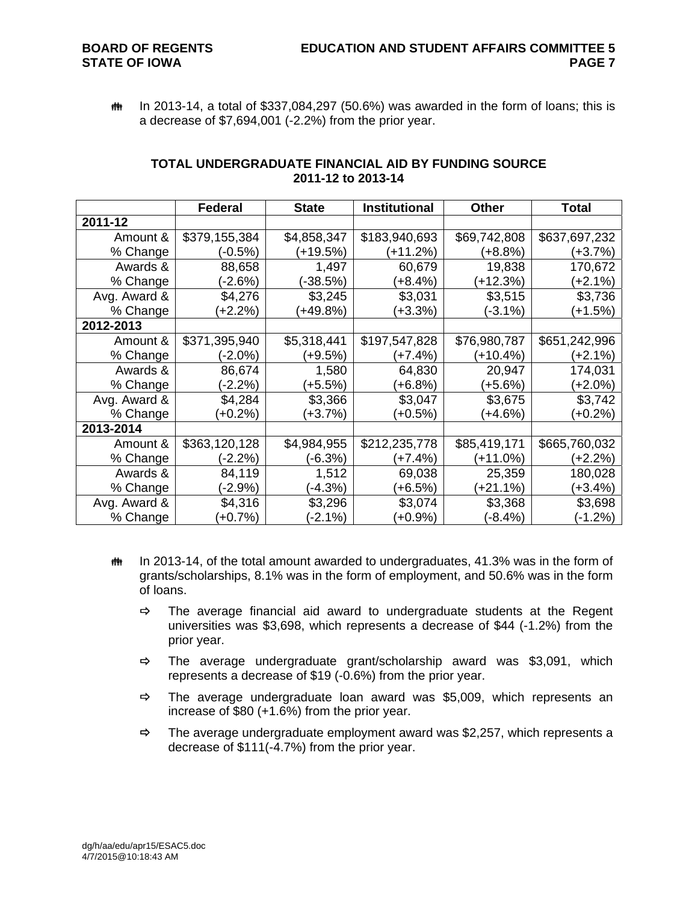- In 2013-14, a total of $337,084,297 (50.6%) was awarded in the form of loans; this is a decrease of $7,694,001 (-2.2%) from the prior year.

**TOTAL UNDERGRADUATE FINANCIAL AID BY FUNDING SOURCE**
**2011-12 to 2013-14**

| | Federal | State | Institutional | Other | Total |
|---|---|---|---|---|---|
| **2011-12** | | | | | |
| Amount & % Change | $379,155,384 (-0.5%) | $4,858,347 (+19.5%) | $183,940,693 (+11.2%) | $69,742,808 (+8.8%) | $637,697,232 (+3.7%) |
| Awards & % Change | 88,658 (-2.6%) | 1,497 (-38.5%) | 60,679 (+8.4%) | 19,838 (+12.3%) | 170,672 (+2.1%) |
| Avg. Award & % Change | $4,276 (+2.2%) | $3,245 (+49.8%) | $3,031 (+3.3%) | $3,515 (-3.1%) | $3,736 (+1.5%) |
| **2012-2013** | | | | | |
| Amount & % Change | $371,395,940 (-2.0%) | $5,318,441 (+9.5%) | $197,547,828 (+7.4%) | $76,980,787 (+10.4%) | $651,242,996 (+2.1%) |
| Awards & % Change | 86,674 (-2.2%) | 1,580 (+5.5%) | 64,830 (+6.8%) | 20,947 (+5.6%) | 174,031 (+2.0%) |
| Avg. Award & % Change | $4,284 (+0.2%) | $3,366 (+3.7%) | $3,047 (+0.5%) | $3,675 (+4.6%) | $3,742 (+0.2%) |
| **2013-2014** | | | | | |
| Amount & % Change | $363,120,128 (-2.2%) | $4,984,955 (-6.3%) | $212,235,778 (+7.4%) | $85,419,171 (+11.0%) | $665,760,032 (+2.2%) |
| Awards & % Change | 84,119 (-2.9%) | 1,512 (-4.3%) | 69,038 (+6.5%) | 25,359 (+21.1%) | 180,028 (+3.4%) |
| Avg. Award & % Change | $4,316 (+0.7%) | $3,296 (-2.1%) | $3,074 (+0.9%) | $3,368 (-8.4%) | $3,698 (-1.2%) |

- In 2013-14, of the total amount awarded to undergraduates, 41.3% was in the form of grants/scholarships, 8.1% was in the form of employment, and 50.6% was in the form of loans.
  - The average financial aid award to undergraduate students at the Regent universities was $3,698, which represents a decrease of $44 (-1.2%) from the prior year.
  - The average undergraduate grant/scholarship award was $3,091, which represents a decrease of $19 (-0.6%) from the prior year.
  - The average undergraduate loan award was $5,009, which represents an increase of $80 (+1.6%) from the prior year.
  - The average undergraduate employment award was $2,257, which represents a decrease of $111(-4.7%) from the prior year.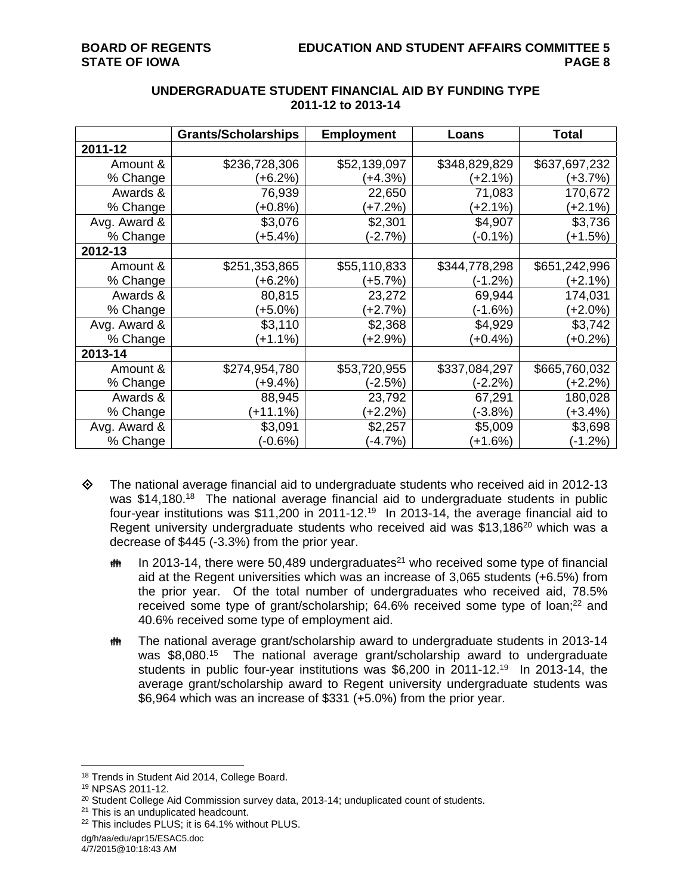### UNDERGRADUATE STUDENT FINANCIAL AID BY FUNDING TYPE
### 2011-12 to 2013-14

| | Grants/Scholarships | Employment | Loans | Total |
|---|---|---|---|---|
| **2011-12** | | | | |
| Amount & % Change | \$236,728,306 (+6.2%) | \$52,139,097 (+4.3%) | \$348,829,829 (+2.1%) | \$637,697,232 (+3.7%) |
| Awards & % Change | 76,939 (+0.8%) | 22,650 (+7.2%) | 71,083 (+2.1%) | 170,672 (+2.1%) |
| Avg. Award & % Change | \$3,076 (+5.4%) | \$2,301 (-2.7%) | \$4,907 (-0.1%) | \$3,736 (+1.5%) |
| **2012-13** | | | | |
| Amount & % Change | \$251,353,865 (+6.2%) | \$55,110,833 (+5.7%) | \$344,778,298 (-1.2%) | \$651,242,996 (+2.1%) |
| Awards & % Change | 80,815 (+5.0%) | 23,272 (+2.7%) | 69,944 (-1.6%) | 174,031 (+2.0%) |
| Avg. Award & % Change | \$3,110 (+1.1%) | \$2,368 (+2.9%) | \$4,929 (+0.4%) | \$3,742 (+0.2%) |
| **2013-14** | | | | |
| Amount & % Change | \$274,954,780 (+9.4%) | \$53,720,955 (-2.5%) | \$337,084,297 (-2.2%) | \$665,760,032 (+2.2%) |
| Awards & % Change | 88,945 (+11.1%) | 23,792 (+2.2%) | 67,291 (-3.8%) | 180,028 (+3.4%) |
| Avg. Award & % Change | \$3,091 (-0.6%) | \$2,257 (-4.7%) | \$5,009 (+1.6%) | \$3,698 (-1.2%) |

- The national average financial aid to undergraduate students who received aid in 2012-13 was \$14,180.[18] The national average financial aid to undergraduate students in public four-year institutions was \$11,200 in 2011-12.[19] In 2013-14, the average financial aid to Regent university undergraduate students who received aid was \$13,186[20] which was a decrease of \$445 (-3.3%) from the prior year.
  - In 2013-14, there were 50,489 undergraduates[21] who received some type of financial aid at the Regent universities which was an increase of 3,065 students (+6.5%) from the prior year. Of the total number of undergraduates who received aid, 78.5% received some type of grant/scholarship; 64.6% received some type of loan;[22] and 40.6% received some type of employment aid.
  - The national average grant/scholarship award to undergraduate students in 2013-14 was \$8,080.[15] The national average grant/scholarship award to undergraduate students in public four-year institutions was \$6,200 in 2011-12.[19] In 2013-14, the average grant/scholarship award to Regent university undergraduate students was \$6,964 which was an increase of \$331 (+5.0%) from the prior year.

---

[18] Trends in Student Aid 2014, College Board.
[19] NPSAS 2011-12.
[20] Student College Aid Commission survey data, 2013-14; unduplicated count of students.
[21] This is an unduplicated headcount.
[22] This includes PLUS; it is 64.1% without PLUS.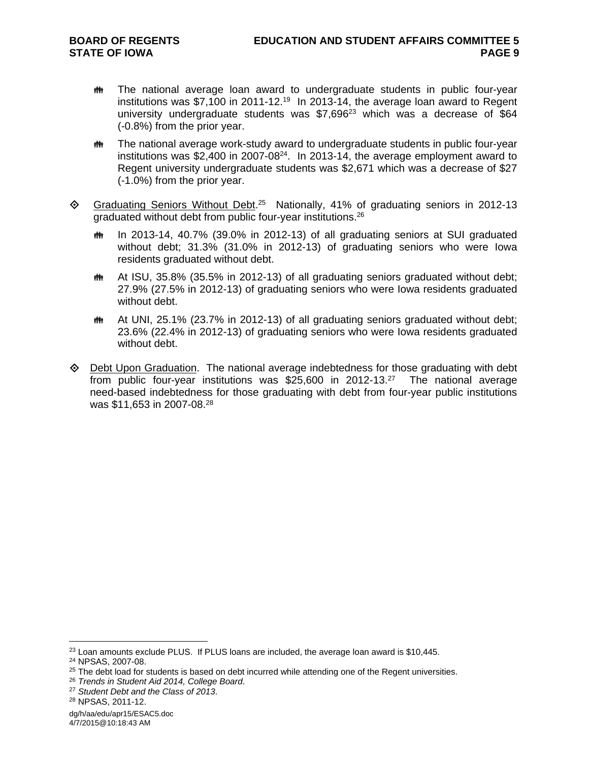- The national average loan award to undergraduate students in public four-year institutions was $7,100 in 2011-12.[19] In 2013-14, the average loan award to Regent university undergraduate students was $7,696[23] which was a decrease of $64 (-0.8%) from the prior year.

- The national average work-study award to undergraduate students in public four-year institutions was $2,400 in 2007-08[24]. In 2013-14, the average employment award to Regent university undergraduate students was $2,671 which was a decrease of $27 (-1.0%) from the prior year.

◇ Graduating Seniors Without Debt.[25] Nationally, 41% of graduating seniors in 2012-13 graduated without debt from public four-year institutions.[26]

- In 2013-14, 40.7% (39.0% in 2012-13) of all graduating seniors at SUI graduated without debt; 31.3% (31.0% in 2012-13) of graduating seniors who were Iowa residents graduated without debt.

- At ISU, 35.8% (35.5% in 2012-13) of all graduating seniors graduated without debt; 27.9% (27.5% in 2012-13) of graduating seniors who were Iowa residents graduated without debt.

- At UNI, 25.1% (23.7% in 2012-13) of all graduating seniors graduated without debt; 23.6% (22.4% in 2012-13) of graduating seniors who were Iowa residents graduated without debt.

◇ Debt Upon Graduation. The national average indebtedness for those graduating with debt from public four-year institutions was $25,600 in 2012-13.[27] The national average need-based indebtedness for those graduating with debt from four-year public institutions was $11,653 in 2007-08.[28]

---

[23] Loan amounts exclude PLUS. If PLUS loans are included, the average loan award is $10,445.

[24] NPSAS, 2007-08.

[25] The debt load for students is based on debt incurred while attending one of the Regent universities.

[26] *Trends in Student Aid 2014, College Board*.

[27] *Student Debt and the Class of 2013*.

[28] NPSAS, 2011-12.

dg/h/aa/edu/apr15/ESAC5.doc
4/7/2015@10:18:43 AM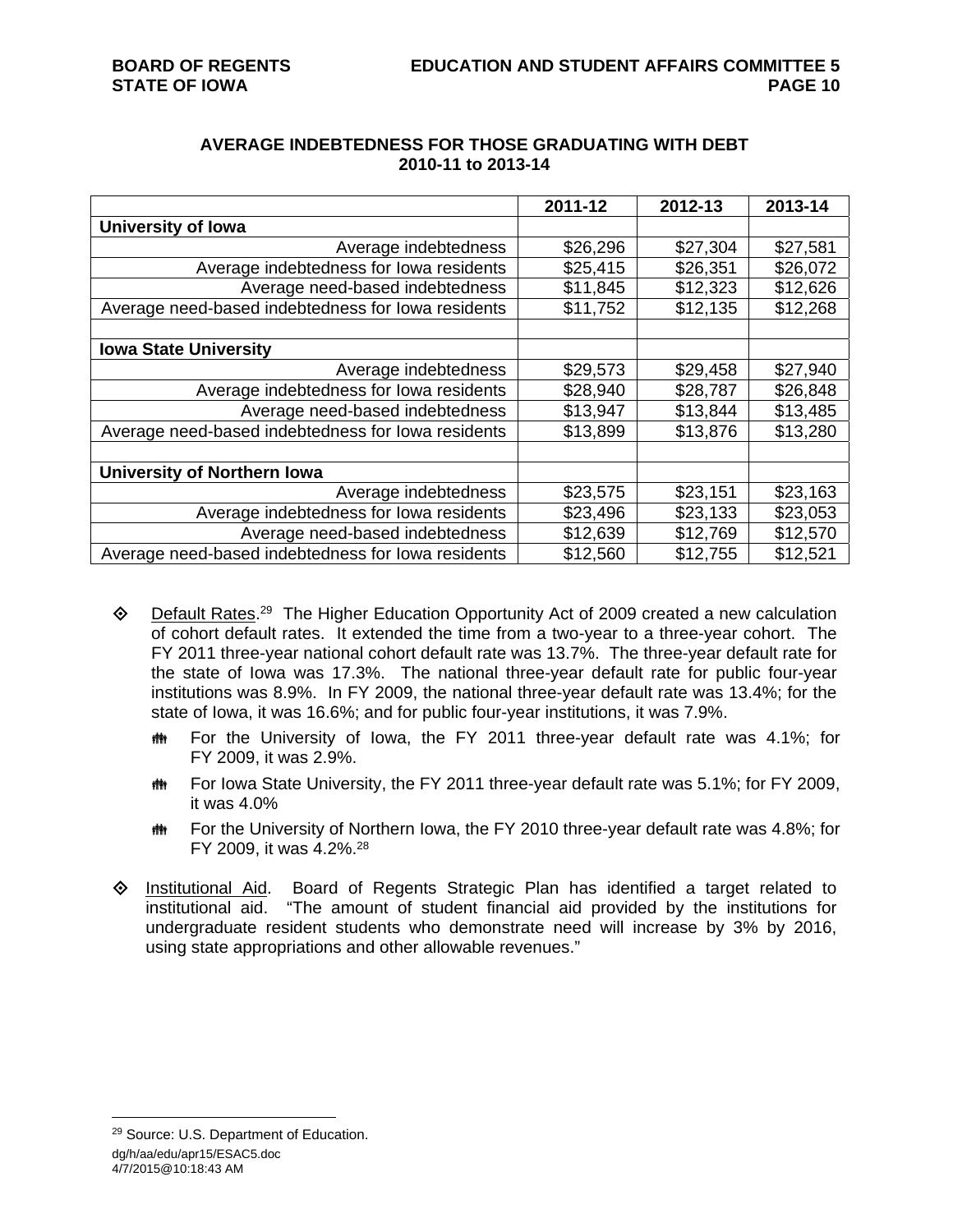## AVERAGE INDEBTEDNESS FOR THOSE GRADUATING WITH DEBT 2010-11 to 2013-14

| | 2011-12 | 2012-13 | 2013-14 |
|---|---|---|---|
| **University of Iowa** | | | |
| Average indebtedness | $26,296 | $27,304 | $27,581 |
| Average indebtedness for Iowa residents | $25,415 | $26,351 | $26,072 |
| Average need-based indebtedness | $11,845 | $12,323 | $12,626 |
| Average need-based indebtedness for Iowa residents | $11,752 | $12,135 | $12,268 |
| | | | |
| **Iowa State University** | | | |
| Average indebtedness | $29,573 | $29,458 | $27,940 |
| Average indebtedness for Iowa residents | $28,940 | $28,787 | $26,848 |
| Average need-based indebtedness | $13,947 | $13,844 | $13,485 |
| Average need-based indebtedness for Iowa residents | $13,899 | $13,876 | $13,280 |
| | | | |
| **University of Northern Iowa** | | | |
| Average indebtedness | $23,575 | $23,151 | $23,163 |
| Average indebtedness for Iowa residents | $23,496 | $23,133 | $23,053 |
| Average need-based indebtedness | $12,639 | $12,769 | $12,570 |
| Average need-based indebtedness for Iowa residents | $12,560 | $12,755 | $12,521 |

- Default Rates.[29] The Higher Education Opportunity Act of 2009 created a new calculation of cohort default rates. It extended the time from a two-year to a three-year cohort. The FY 2011 three-year national cohort default rate was 13.7%. The three-year default rate for the state of Iowa was 17.3%. The national three-year default rate for public four-year institutions was 8.9%. In FY 2009, the national three-year default rate was 13.4%; for the state of Iowa, it was 16.6%; and for public four-year institutions, it was 7.9%.
  - For the University of Iowa, the FY 2011 three-year default rate was 4.1%; for FY 2009, it was 2.9%.
  - For Iowa State University, the FY 2011 three-year default rate was 5.1%; for FY 2009, it was 4.0%
  - For the University of Northern Iowa, the FY 2010 three-year default rate was 4.8%; for FY 2009, it was 4.2%.[28]

- Institutional Aid. Board of Regents Strategic Plan has identified a target related to institutional aid. "The amount of student financial aid provided by the institutions for undergraduate resident students who demonstrate need will increase by 3% by 2016, using state appropriations and other allowable revenues."

---

[29] Source: U.S. Department of Education.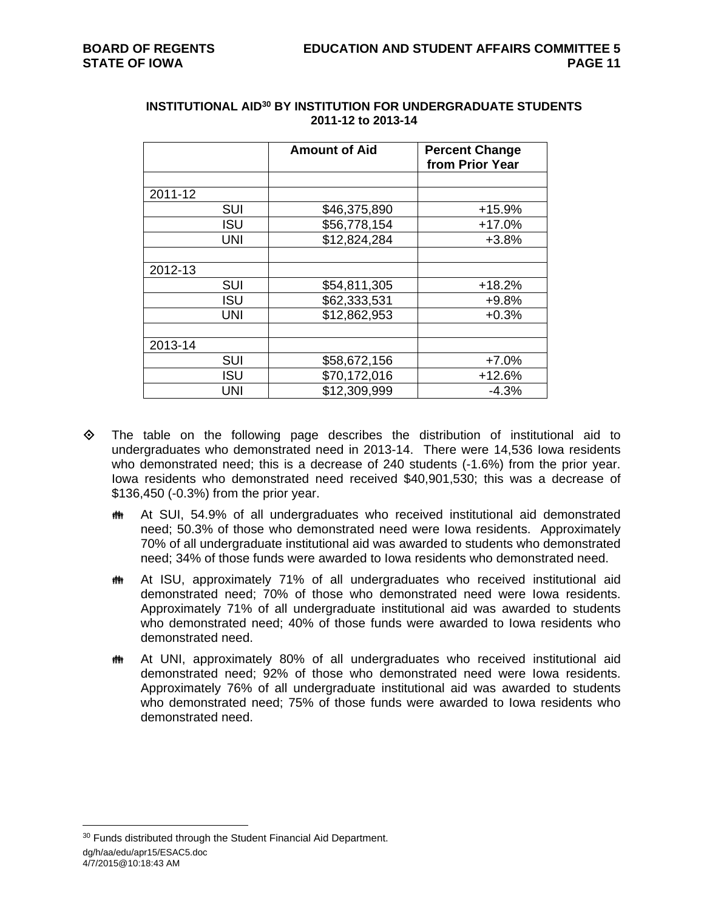**INSTITUTIONAL AID[30] BY INSTITUTION FOR UNDERGRADUATE STUDENTS**
**2011-12 to 2013-14**

| | Amount of Aid | Percent Change from Prior Year |
|---|---|---|
| | | |
| 2011-12 | | |
| SUI | $46,375,890 | +15.9% |
| ISU | $56,778,154 | +17.0% |
| UNI | $12,824,284 | +3.8% |
| | | |
| 2012-13 | | |
| SUI | $54,811,305 | +18.2% |
| ISU | $62,333,531 | +9.8% |
| UNI | $12,862,953 | +0.3% |
| | | |
| 2013-14 | | |
| SUI | $58,672,156 | +7.0% |
| ISU | $70,172,016 | +12.6% |
| UNI | $12,309,999 | -4.3% |

- The table on the following page describes the distribution of institutional aid to undergraduates who demonstrated need in 2013-14. There were 14,536 Iowa residents who demonstrated need; this is a decrease of 240 students (-1.6%) from the prior year. Iowa residents who demonstrated need received $40,901,530; this was a decrease of $136,450 (-0.3%) from the prior year.
  - At SUI, 54.9% of all undergraduates who received institutional aid demonstrated need; 50.3% of those who demonstrated need were Iowa residents. Approximately 70% of all undergraduate institutional aid was awarded to students who demonstrated need; 34% of those funds were awarded to Iowa residents who demonstrated need.
  - At ISU, approximately 71% of all undergraduates who received institutional aid demonstrated need; 70% of those who demonstrated need were Iowa residents. Approximately 71% of all undergraduate institutional aid was awarded to students who demonstrated need; 40% of those funds were awarded to Iowa residents who demonstrated need.
  - At UNI, approximately 80% of all undergraduates who received institutional aid demonstrated need; 92% of those who demonstrated need were Iowa residents. Approximately 76% of all undergraduate institutional aid was awarded to students who demonstrated need; 75% of those funds were awarded to Iowa residents who demonstrated need.

[30] Funds distributed through the Student Financial Aid Department.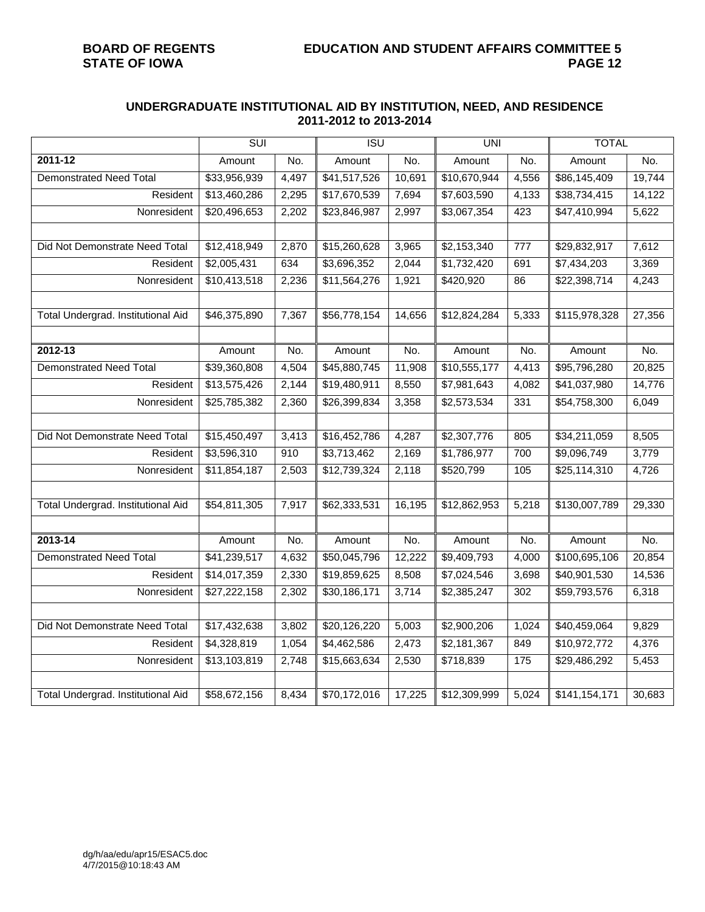## UNDERGRADUATE INSTITUTIONAL AID BY INSTITUTION, NEED, AND RESIDENCE
## 2011-2012 to 2013-2014

| | SUI | | ISU | | UNI | | TOTAL | |
|---|---|---|---|---|---|---|---|---|
| **2011-12** | Amount | No. | Amount | No. | Amount | No. | Amount | No. |
| Demonstrated Need Total | $33,956,939 | 4,497 | $41,517,526 | 10,691 | $10,670,944 | 4,556 | $86,145,409 | 19,744 |
| Resident | $13,460,286 | 2,295 | $17,670,539 | 7,694 | $7,603,590 | 4,133 | $38,734,415 | 14,122 |
| Nonresident | $20,496,653 | 2,202 | $23,846,987 | 2,997 | $3,067,354 | 423 | $47,410,994 | 5,622 |
| | | | | | | | | |
| Did Not Demonstrate Need Total | $12,418,949 | 2,870 | $15,260,628 | 3,965 | $2,153,340 | 777 | $29,832,917 | 7,612 |
| Resident | $2,005,431 | 634 | $3,696,352 | 2,044 | $1,732,420 | 691 | $7,434,203 | 3,369 |
| Nonresident | $10,413,518 | 2,236 | $11,564,276 | 1,921 | $420,920 | 86 | $22,398,714 | 4,243 |
| | | | | | | | | |
| Total Undergrad. Institutional Aid | $46,375,890 | 7,367 | $56,778,154 | 14,656 | $12,824,284 | 5,333 | $115,978,328 | 27,356 |
| | | | | | | | | |
| **2012-13** | Amount | No. | Amount | No. | Amount | No. | Amount | No. |
| Demonstrated Need Total | $39,360,808 | 4,504 | $45,880,745 | 11,908 | $10,555,177 | 4,413 | $95,796,280 | 20,825 |
| Resident | $13,575,426 | 2,144 | $19,480,911 | 8,550 | $7,981,643 | 4,082 | $41,037,980 | 14,776 |
| Nonresident | $25,785,382 | 2,360 | $26,399,834 | 3,358 | $2,573,534 | 331 | $54,758,300 | 6,049 |
| | | | | | | | | |
| Did Not Demonstrate Need Total | $15,450,497 | 3,413 | $16,452,786 | 4,287 | $2,307,776 | 805 | $34,211,059 | 8,505 |
| Resident | $3,596,310 | 910 | $3,713,462 | 2,169 | $1,786,977 | 700 | $9,096,749 | 3,779 |
| Nonresident | $11,854,187 | 2,503 | $12,739,324 | 2,118 | $520,799 | 105 | $25,114,310 | 4,726 |
| | | | | | | | | |
| Total Undergrad. Institutional Aid | $54,811,305 | 7,917 | $62,333,531 | 16,195 | $12,862,953 | 5,218 | $130,007,789 | 29,330 |
| | | | | | | | | |
| **2013-14** | Amount | No. | Amount | No. | Amount | No. | Amount | No. |
| Demonstrated Need Total | $41,239,517 | 4,632 | $50,045,796 | 12,222 | $9,409,793 | 4,000 | $100,695,106 | 20,854 |
| Resident | $14,017,359 | 2,330 | $19,859,625 | 8,508 | $7,024,546 | 3,698 | $40,901,530 | 14,536 |
| Nonresident | $27,222,158 | 2,302 | $30,186,171 | 3,714 | $2,385,247 | 302 | $59,793,576 | 6,318 |
| | | | | | | | | |
| Did Not Demonstrate Need Total | $17,432,638 | 3,802 | $20,126,220 | 5,003 | $2,900,206 | 1,024 | $40,459,064 | 9,829 |
| Resident | $4,328,819 | 1,054 | $4,462,586 | 2,473 | $2,181,367 | 849 | $10,972,772 | 4,376 |
| Nonresident | $13,103,819 | 2,748 | $15,663,634 | 2,530 | $718,839 | 175 | $29,486,292 | 5,453 |
| | | | | | | | | |
| Total Undergrad. Institutional Aid | $58,672,156 | 8,434 | $70,172,016 | 17,225 | $12,309,999 | 5,024 | $141,154,171 | 30,683 |

dg/h/aa/edu/apr15/ESAC5.doc
4/7/2015@10:18:43 AM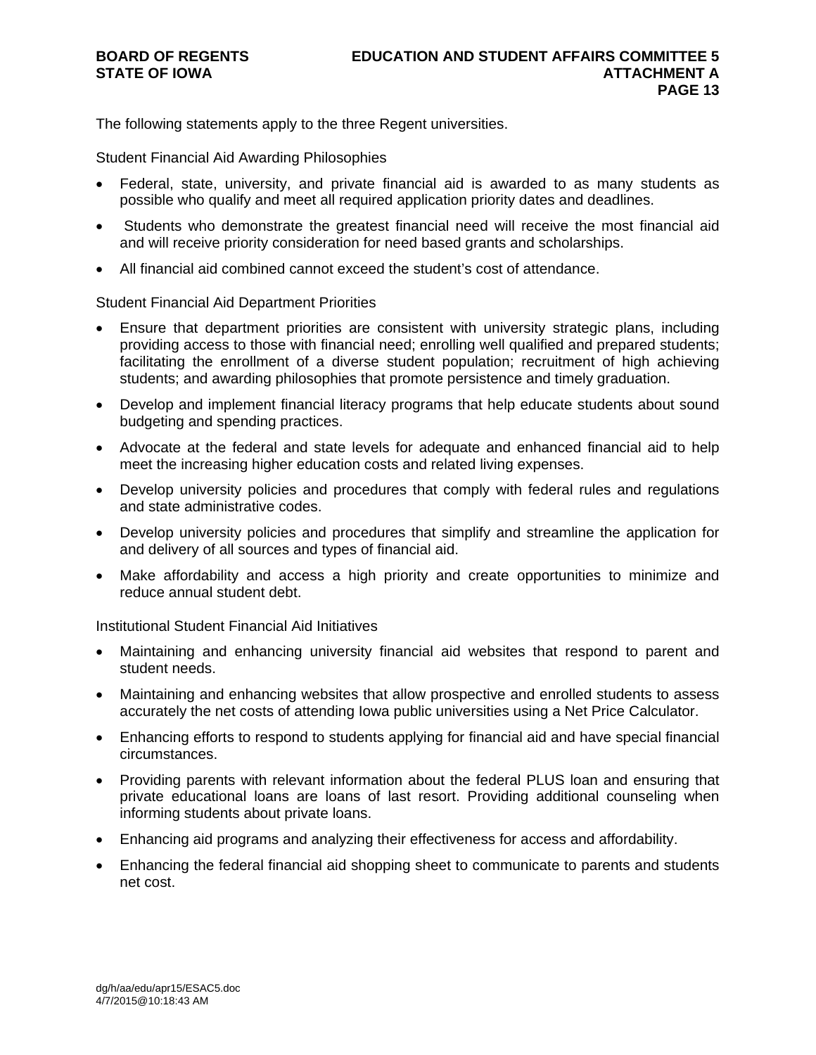The following statements apply to the three Regent universities.

Student Financial Aid Awarding Philosophies

- Federal, state, university, and private financial aid is awarded to as many students as possible who qualify and meet all required application priority dates and deadlines.
- Students who demonstrate the greatest financial need will receive the most financial aid and will receive priority consideration for need based grants and scholarships.
- All financial aid combined cannot exceed the student's cost of attendance.

Student Financial Aid Department Priorities

- Ensure that department priorities are consistent with university strategic plans, including providing access to those with financial need; enrolling well qualified and prepared students; facilitating the enrollment of a diverse student population; recruitment of high achieving students; and awarding philosophies that promote persistence and timely graduation.
- Develop and implement financial literacy programs that help educate students about sound budgeting and spending practices.
- Advocate at the federal and state levels for adequate and enhanced financial aid to help meet the increasing higher education costs and related living expenses.
- Develop university policies and procedures that comply with federal rules and regulations and state administrative codes.
- Develop university policies and procedures that simplify and streamline the application for and delivery of all sources and types of financial aid.
- Make affordability and access a high priority and create opportunities to minimize and reduce annual student debt.

Institutional Student Financial Aid Initiatives

- Maintaining and enhancing university financial aid websites that respond to parent and student needs.
- Maintaining and enhancing websites that allow prospective and enrolled students to assess accurately the net costs of attending Iowa public universities using a Net Price Calculator.
- Enhancing efforts to respond to students applying for financial aid and have special financial circumstances.
- Providing parents with relevant information about the federal PLUS loan and ensuring that private educational loans are loans of last resort. Providing additional counseling when informing students about private loans.
- Enhancing aid programs and analyzing their effectiveness for access and affordability.
- Enhancing the federal financial aid shopping sheet to communicate to parents and students net cost.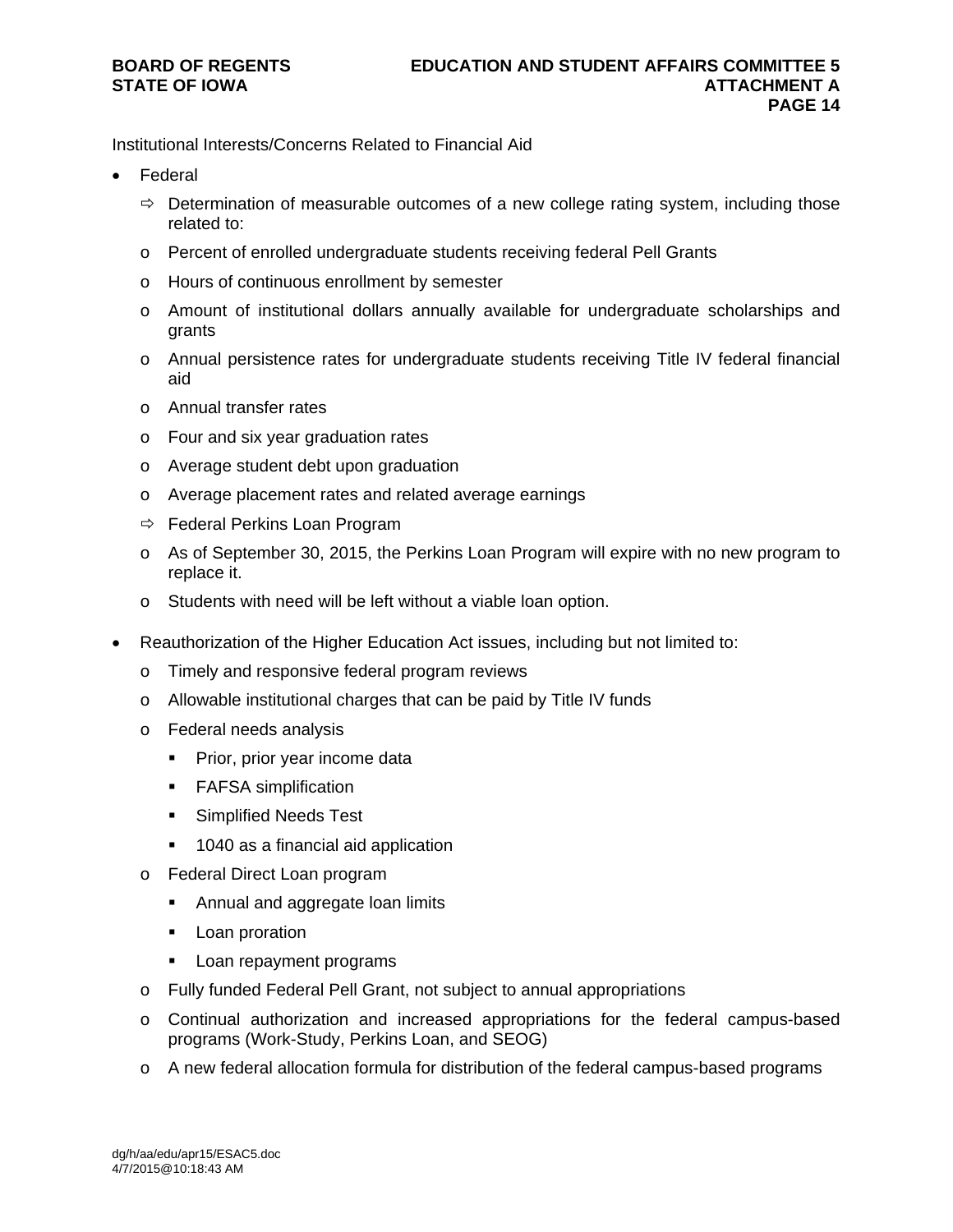Institutional Interests/Concerns Related to Financial Aid

- Federal
  - ⇨ Determination of measurable outcomes of a new college rating system, including those related to:
    - Percent of enrolled undergraduate students receiving federal Pell Grants
    - Hours of continuous enrollment by semester
    - Amount of institutional dollars annually available for undergraduate scholarships and grants
    - Annual persistence rates for undergraduate students receiving Title IV federal financial aid
    - Annual transfer rates
    - Four and six year graduation rates
    - Average student debt upon graduation
    - Average placement rates and related average earnings
  - ⇨ Federal Perkins Loan Program
    - As of September 30, 2015, the Perkins Loan Program will expire with no new program to replace it.
    - Students with need will be left without a viable loan option.

- Reauthorization of the Higher Education Act issues, including but not limited to:
  - Timely and responsive federal program reviews
  - Allowable institutional charges that can be paid by Title IV funds
  - Federal needs analysis
    - Prior, prior year income data
    - FAFSA simplification
    - Simplified Needs Test
    - 1040 as a financial aid application
  - Federal Direct Loan program
    - Annual and aggregate loan limits
    - Loan proration
    - Loan repayment programs
  - Fully funded Federal Pell Grant, not subject to annual appropriations
  - Continual authorization and increased appropriations for the federal campus-based programs (Work-Study, Perkins Loan, and SEOG)
  - A new federal allocation formula for distribution of the federal campus-based programs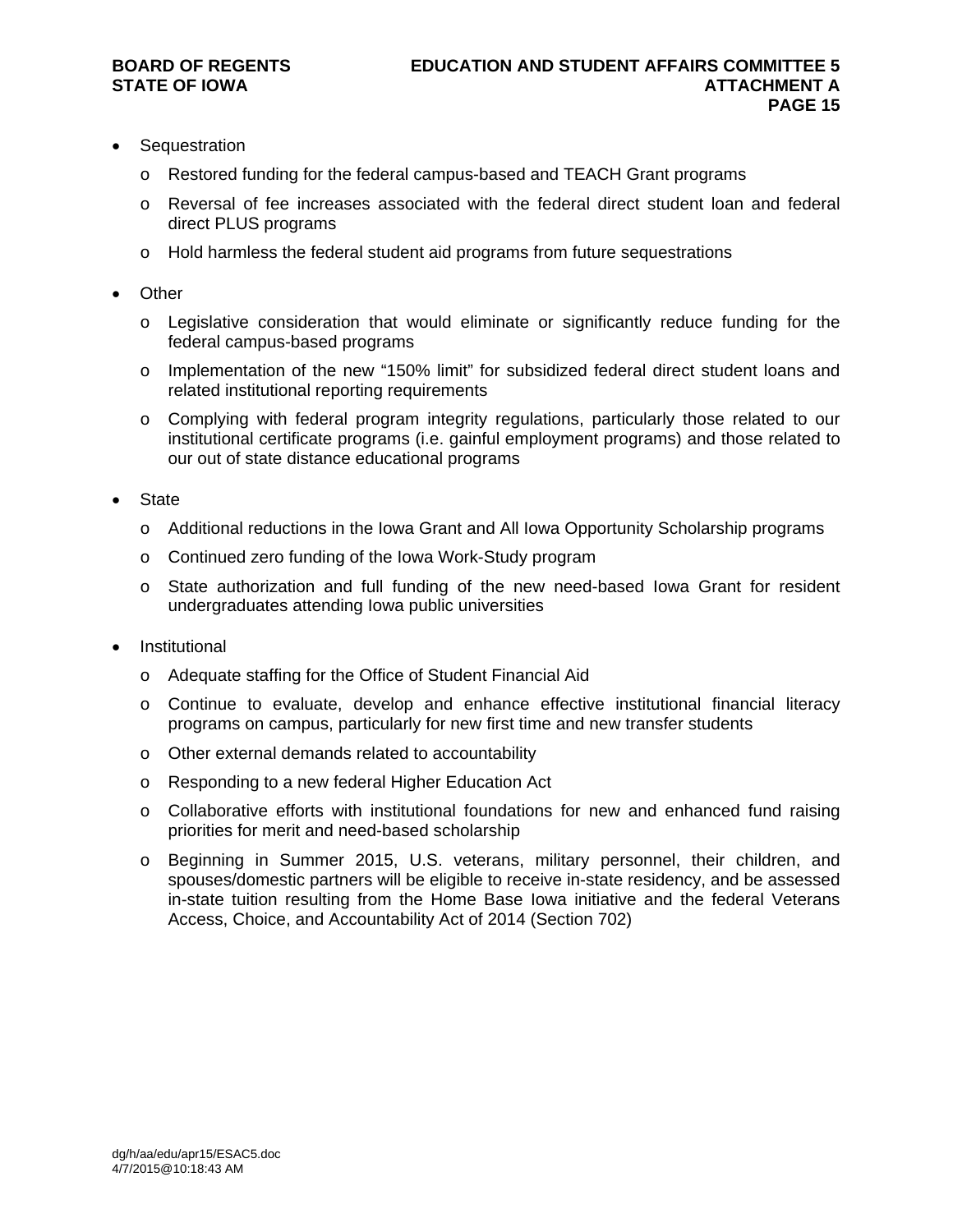- Sequestration
  - Restored funding for the federal campus-based and TEACH Grant programs
  - Reversal of fee increases associated with the federal direct student loan and federal direct PLUS programs
  - Hold harmless the federal student aid programs from future sequestrations
- Other
  - Legislative consideration that would eliminate or significantly reduce funding for the federal campus-based programs
  - Implementation of the new "150% limit" for subsidized federal direct student loans and related institutional reporting requirements
  - Complying with federal program integrity regulations, particularly those related to our institutional certificate programs (i.e. gainful employment programs) and those related to our out of state distance educational programs
- State
  - Additional reductions in the Iowa Grant and All Iowa Opportunity Scholarship programs
  - Continued zero funding of the Iowa Work-Study program
  - State authorization and full funding of the new need-based Iowa Grant for resident undergraduates attending Iowa public universities
- Institutional
  - Adequate staffing for the Office of Student Financial Aid
  - Continue to evaluate, develop and enhance effective institutional financial literacy programs on campus, particularly for new first time and new transfer students
  - Other external demands related to accountability
  - Responding to a new federal Higher Education Act
  - Collaborative efforts with institutional foundations for new and enhanced fund raising priorities for merit and need-based scholarship
  - Beginning in Summer 2015, U.S. veterans, military personnel, their children, and spouses/domestic partners will be eligible to receive in-state residency, and be assessed in-state tuition resulting from the Home Base Iowa initiative and the federal Veterans Access, Choice, and Accountability Act of 2014 (Section 702)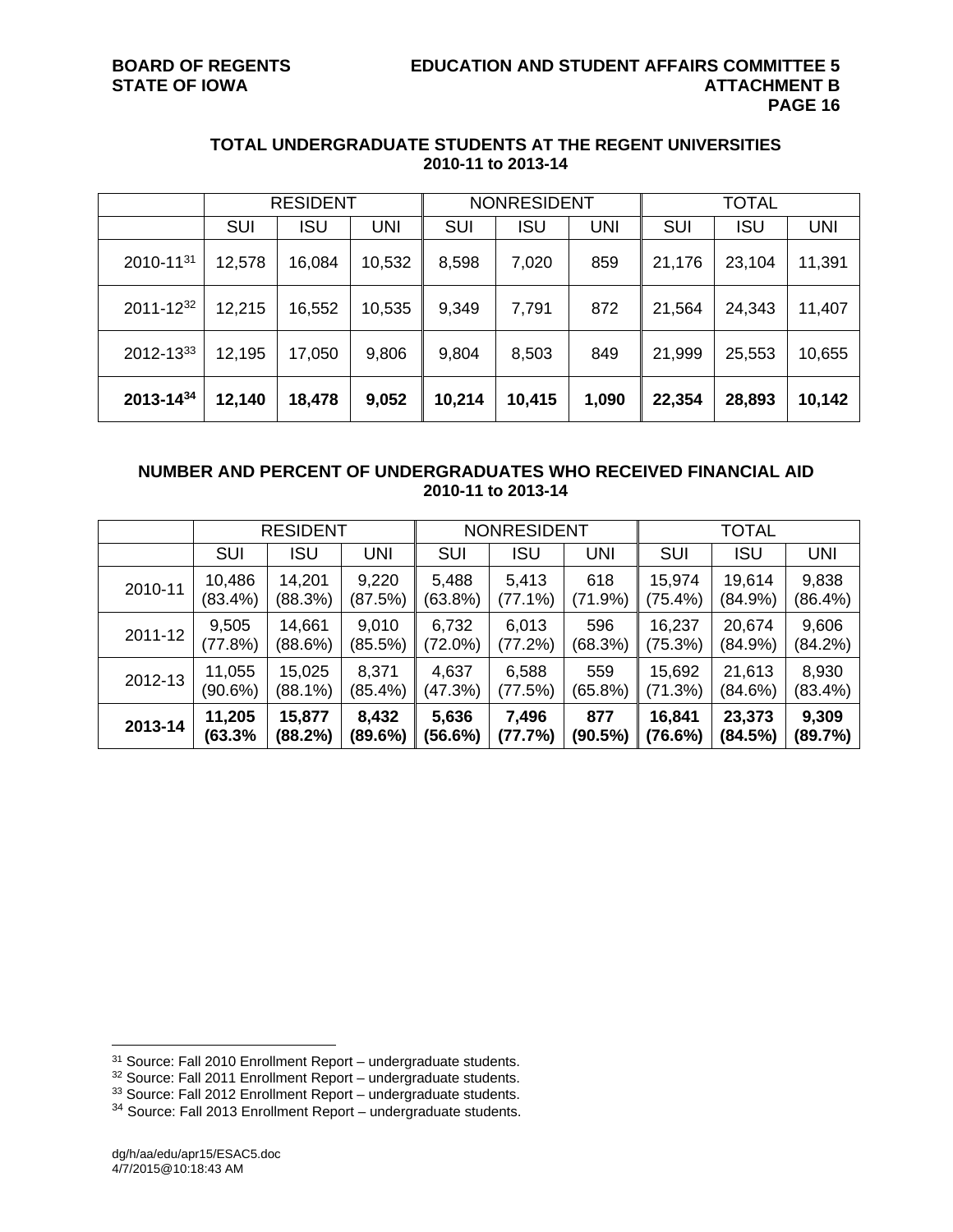## TOTAL UNDERGRADUATE STUDENTS AT THE REGENT UNIVERSITIES 2010-11 to 2013-14

| | RESIDENT | | | NONRESIDENT | | | TOTAL | | |
|---|---|---|---|---|---|---|---|---|---|
| | SUI | ISU | UNI | SUI | ISU | UNI | SUI | ISU | UNI |
| 2010-11[31] | 12,578 | 16,084 | 10,532 | 8,598 | 7,020 | 859 | 21,176 | 23,104 | 11,391 |
| 2011-12[32] | 12,215 | 16,552 | 10,535 | 9,349 | 7,791 | 872 | 21,564 | 24,343 | 11,407 |
| 2012-13[33] | 12,195 | 17,050 | 9,806 | 9,804 | 8,503 | 849 | 21,999 | 25,553 | 10,655 |
| **2013-14[34]** | **12,140** | **18,478** | **9,052** | **10,214** | **10,415** | **1,090** | **22,354** | **28,893** | **10,142** |

## NUMBER AND PERCENT OF UNDERGRADUATES WHO RECEIVED FINANCIAL AID 2010-11 to 2013-14

| | RESIDENT | | | NONRESIDENT | | | TOTAL | | |
|---|---|---|---|---|---|---|---|---|---|
| | SUI | ISU | UNI | SUI | ISU | UNI | SUI | ISU | UNI |
| 2010-11 | 10,486 (83.4%) | 14,201 (88.3%) | 9,220 (87.5%) | 5,488 (63.8%) | 5,413 (77.1%) | 618 (71.9%) | 15,974 (75.4%) | 19,614 (84.9%) | 9,838 (86.4%) |
| 2011-12 | 9,505 (77.8%) | 14,661 (88.6%) | 9,010 (85.5%) | 6,732 (72.0%) | 6,013 (77.2%) | 596 (68.3%) | 16,237 (75.3%) | 20,674 (84.9%) | 9,606 (84.2%) |
| 2012-13 | 11,055 (90.6%) | 15,025 (88.1%) | 8,371 (85.4%) | 4,637 (47.3%) | 6,588 (77.5%) | 559 (65.8%) | 15,692 (71.3%) | 21,613 (84.6%) | 8,930 (83.4%) |
| **2013-14** | **11,205 (63.3%** | **15,877 (88.2%)** | **8,432 (89.6%)** | **5,636 (56.6%)** | **7,496 (77.7%)** | **877 (90.5%)** | **16,841 (76.6%)** | **23,373 (84.5%)** | **9,309 (89.7%)** |

[31] Source: Fall 2010 Enrollment Report – undergraduate students.
[32] Source: Fall 2011 Enrollment Report – undergraduate students.
[33] Source: Fall 2012 Enrollment Report – undergraduate students.
[34] Source: Fall 2013 Enrollment Report – undergraduate students.

dg/h/aa/edu/apr15/ESAC5.doc
4/7/2015@10:18:43 AM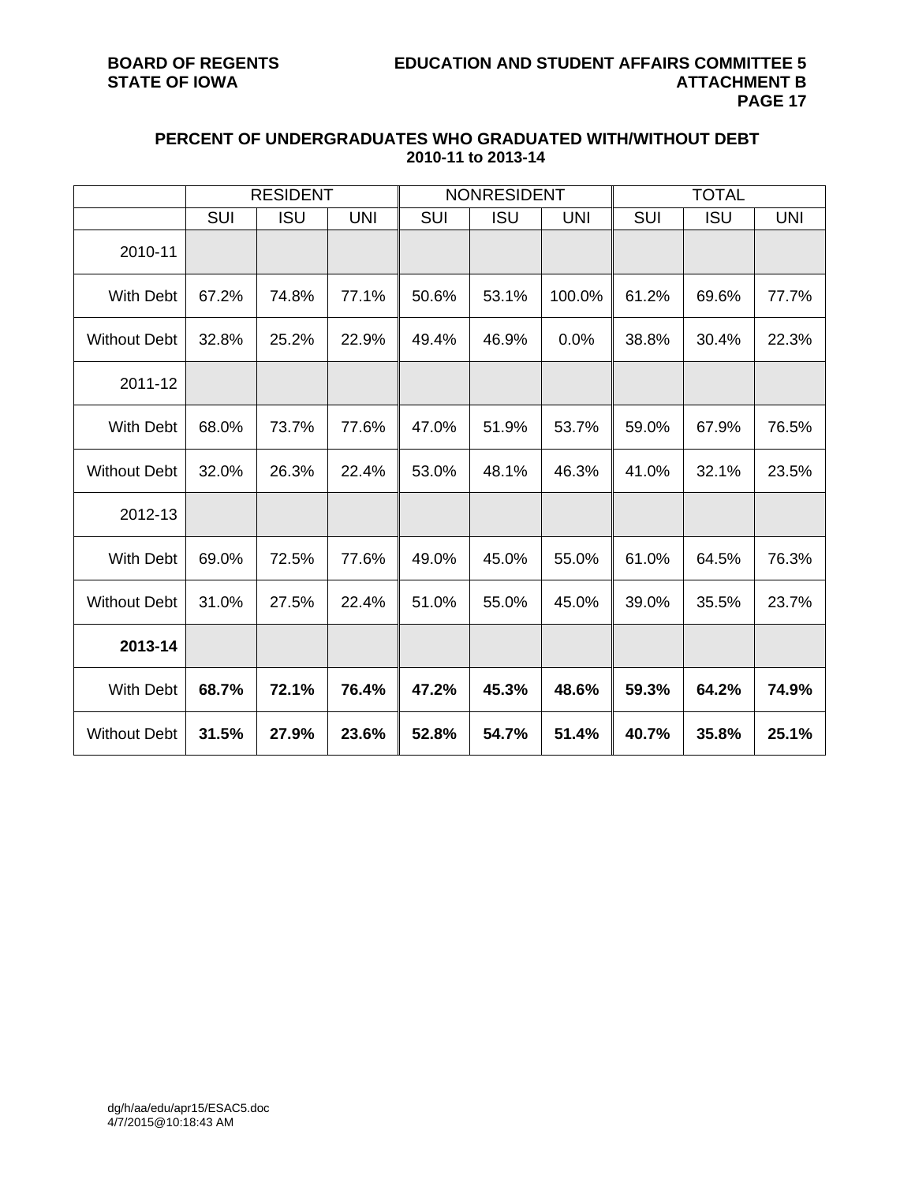## PERCENT OF UNDERGRADUATES WHO GRADUATED WITH/WITHOUT DEBT
### 2010-11 to 2013-14

| | RESIDENT | | | NONRESIDENT | | | TOTAL | | |
|---|---|---|---|---|---|---|---|---|---|
| | SUI | ISU | UNI | SUI | ISU | UNI | SUI | ISU | UNI |
| 2010-11 | | | | | | | | | |
| With Debt | 67.2% | 74.8% | 77.1% | 50.6% | 53.1% | 100.0% | 61.2% | 69.6% | 77.7% |
| Without Debt | 32.8% | 25.2% | 22.9% | 49.4% | 46.9% | 0.0% | 38.8% | 30.4% | 22.3% |
| 2011-12 | | | | | | | | | |
| With Debt | 68.0% | 73.7% | 77.6% | 47.0% | 51.9% | 53.7% | 59.0% | 67.9% | 76.5% |
| Without Debt | 32.0% | 26.3% | 22.4% | 53.0% | 48.1% | 46.3% | 41.0% | 32.1% | 23.5% |
| 2012-13 | | | | | | | | | |
| With Debt | 69.0% | 72.5% | 77.6% | 49.0% | 45.0% | 55.0% | 61.0% | 64.5% | 76.3% |
| Without Debt | 31.0% | 27.5% | 22.4% | 51.0% | 55.0% | 45.0% | 39.0% | 35.5% | 23.7% |
| **2013-14** | | | | | | | | | |
| With Debt | **68.7%** | **72.1%** | **76.4%** | **47.2%** | **45.3%** | **48.6%** | **59.3%** | **64.2%** | **74.9%** |
| Without Debt | **31.5%** | **27.9%** | **23.6%** | **52.8%** | **54.7%** | **51.4%** | **40.7%** | **35.8%** | **25.1%** |

dg/h/aa/edu/apr15/ESAC5.doc
4/7/2015@10:18:43 AM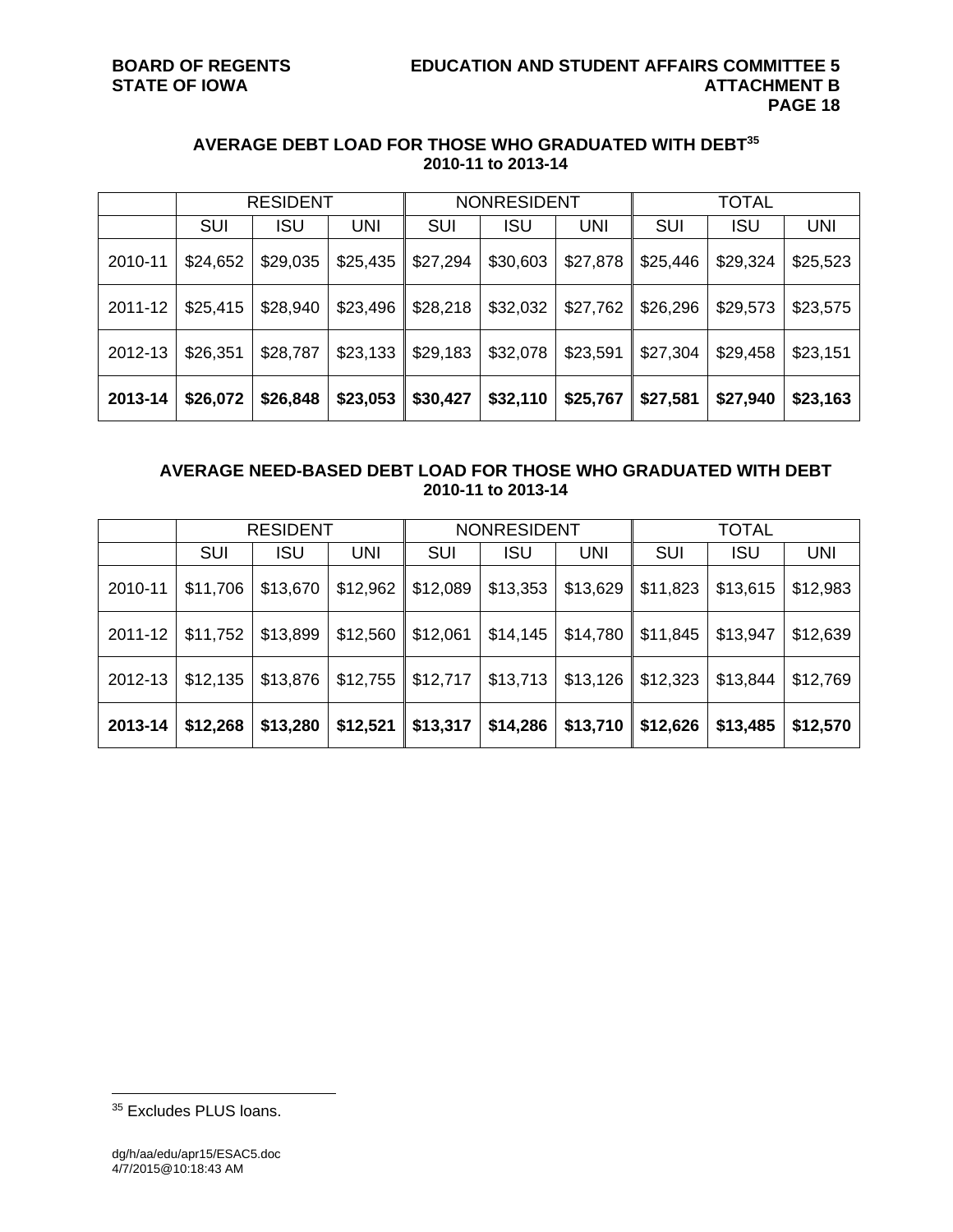## AVERAGE DEBT LOAD FOR THOSE WHO GRADUATED WITH DEBT[35]
### 2010-11 to 2013-14

| | RESIDENT | | | NONRESIDENT | | | TOTAL | | |
|---|---|---|---|---|---|---|---|---|---|
| | SUI | ISU | UNI | SUI | ISU | UNI | SUI | ISU | UNI |
| 2010-11 | $24,652 | $29,035 | $25,435 | $27,294 | $30,603 | $27,878 | $25,446 | $29,324 | $25,523 |
| 2011-12 | $25,415 | $28,940 | $23,496 | $28,218 | $32,032 | $27,762 | $26,296 | $29,573 | $23,575 |
| 2012-13 | $26,351 | $28,787 | $23,133 | $29,183 | $32,078 | $23,591 | $27,304 | $29,458 | $23,151 |
| **2013-14** | **$26,072** | **$26,848** | **$23,053** | **$30,427** | **$32,110** | **$25,767** | **$27,581** | **$27,940** | **$23,163** |

## AVERAGE NEED-BASED DEBT LOAD FOR THOSE WHO GRADUATED WITH DEBT
### 2010-11 to 2013-14

| | RESIDENT | | | NONRESIDENT | | | TOTAL | | |
|---|---|---|---|---|---|---|---|---|---|
| | SUI | ISU | UNI | SUI | ISU | UNI | SUI | ISU | UNI |
| 2010-11 | $11,706 | $13,670 | $12,962 | $12,089 | $13,353 | $13,629 | $11,823 | $13,615 | $12,983 |
| 2011-12 | $11,752 | $13,899 | $12,560 | $12,061 | $14,145 | $14,780 | $11,845 | $13,947 | $12,639 |
| 2012-13 | $12,135 | $13,876 | $12,755 | $12,717 | $13,713 | $13,126 | $12,323 | $13,844 | $12,769 |
| **2013-14** | **$12,268** | **$13,280** | **$12,521** | **$13,317** | **$14,286** | **$13,710** | **$12,626** | **$13,485** | **$12,570** |

[35] Excludes PLUS loans.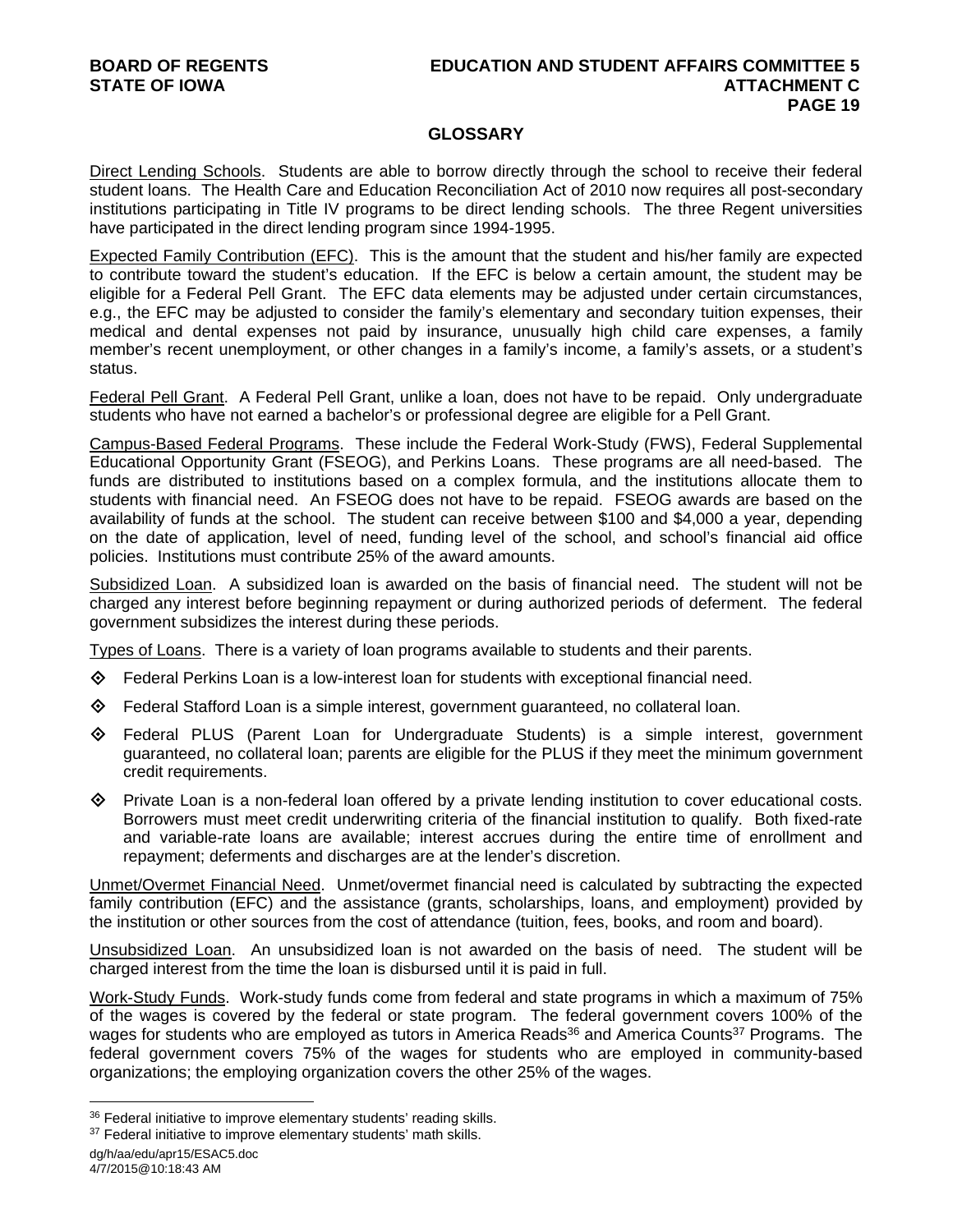## GLOSSARY

Direct Lending Schools. Students are able to borrow directly through the school to receive their federal student loans. The Health Care and Education Reconciliation Act of 2010 now requires all post-secondary institutions participating in Title IV programs to be direct lending schools. The three Regent universities have participated in the direct lending program since 1994-1995.

Expected Family Contribution (EFC). This is the amount that the student and his/her family are expected to contribute toward the student's education. If the EFC is below a certain amount, the student may be eligible for a Federal Pell Grant. The EFC data elements may be adjusted under certain circumstances, e.g., the EFC may be adjusted to consider the family's elementary and secondary tuition expenses, their medical and dental expenses not paid by insurance, unusually high child care expenses, a family member's recent unemployment, or other changes in a family's income, a family's assets, or a student's status.

Federal Pell Grant. A Federal Pell Grant, unlike a loan, does not have to be repaid. Only undergraduate students who have not earned a bachelor's or professional degree are eligible for a Pell Grant.

Campus-Based Federal Programs. These include the Federal Work-Study (FWS), Federal Supplemental Educational Opportunity Grant (FSEOG), and Perkins Loans. These programs are all need-based. The funds are distributed to institutions based on a complex formula, and the institutions allocate them to students with financial need. An FSEOG does not have to be repaid. FSEOG awards are based on the availability of funds at the school. The student can receive between $100 and $4,000 a year, depending on the date of application, level of need, funding level of the school, and school's financial aid office policies. Institutions must contribute 25% of the award amounts.

Subsidized Loan. A subsidized loan is awarded on the basis of financial need. The student will not be charged any interest before beginning repayment or during authorized periods of deferment. The federal government subsidizes the interest during these periods.

Types of Loans. There is a variety of loan programs available to students and their parents.

- Federal Perkins Loan is a low-interest loan for students with exceptional financial need.
- Federal Stafford Loan is a simple interest, government guaranteed, no collateral loan.
- Federal PLUS (Parent Loan for Undergraduate Students) is a simple interest, government guaranteed, no collateral loan; parents are eligible for the PLUS if they meet the minimum government credit requirements.
- Private Loan is a non-federal loan offered by a private lending institution to cover educational costs. Borrowers must meet credit underwriting criteria of the financial institution to qualify. Both fixed-rate and variable-rate loans are available; interest accrues during the entire time of enrollment and repayment; deferments and discharges are at the lender's discretion.

Unmet/Overmet Financial Need. Unmet/overmet financial need is calculated by subtracting the expected family contribution (EFC) and the assistance (grants, scholarships, loans, and employment) provided by the institution or other sources from the cost of attendance (tuition, fees, books, and room and board).

Unsubsidized Loan. An unsubsidized loan is not awarded on the basis of need. The student will be charged interest from the time the loan is disbursed until it is paid in full.

Work-Study Funds. Work-study funds come from federal and state programs in which a maximum of 75% of the wages is covered by the federal or state program. The federal government covers 100% of the wages for students who are employed as tutors in America Reads[36] and America Counts[37] Programs. The federal government covers 75% of the wages for students who are employed in community-based organizations; the employing organization covers the other 25% of the wages.

---

[36] Federal initiative to improve elementary students' reading skills.

[37] Federal initiative to improve elementary students' math skills.